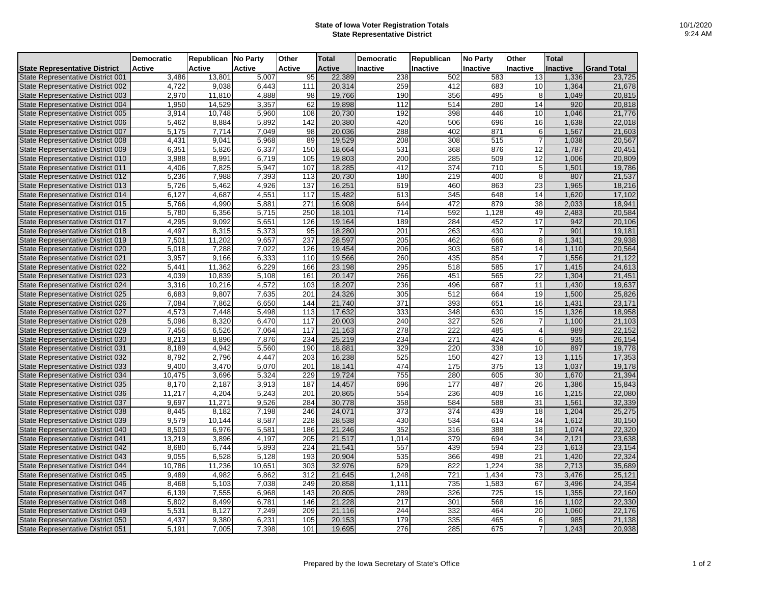# State of Iowa Voter Registration Totals
## State Representative District

10/1/2020
9:24 AM

| State Representative District | Democratic Active | Republican Active | No Party Active | Other Active | Total Active | Democratic Inactive | Republican Inactive | No Party Inactive | Other Inactive | Total Inactive | Grand Total |
|---|---|---|---|---|---|---|---|---|---|---|---|
| State Representative District 001 | 3,486 | 13,801 | 5,007 | 95 | 22,389 | 238 | 502 | 583 | 13 | 1,336 | 23,725 |
| State Representative District 002 | 4,722 | 9,038 | 6,443 | 111 | 20,314 | 259 | 412 | 683 | 10 | 1,364 | 21,678 |
| State Representative District 003 | 2,970 | 11,810 | 4,888 | 98 | 19,766 | 190 | 356 | 495 | 8 | 1,049 | 20,815 |
| State Representative District 004 | 1,950 | 14,529 | 3,357 | 62 | 19,898 | 112 | 514 | 280 | 14 | 920 | 20,818 |
| State Representative District 005 | 3,914 | 10,748 | 5,960 | 108 | 20,730 | 192 | 398 | 446 | 10 | 1,046 | 21,776 |
| State Representative District 006 | 5,462 | 8,884 | 5,892 | 142 | 20,380 | 420 | 506 | 696 | 16 | 1,638 | 22,018 |
| State Representative District 007 | 5,175 | 7,714 | 7,049 | 98 | 20,036 | 288 | 402 | 871 | 6 | 1,567 | 21,603 |
| State Representative District 008 | 4,431 | 9,041 | 5,968 | 89 | 19,529 | 208 | 308 | 515 | 7 | 1,038 | 20,567 |
| State Representative District 009 | 6,351 | 5,826 | 6,337 | 150 | 18,664 | 531 | 368 | 876 | 12 | 1,787 | 20,451 |
| State Representative District 010 | 3,988 | 8,991 | 6,719 | 105 | 19,803 | 200 | 285 | 509 | 12 | 1,006 | 20,809 |
| State Representative District 011 | 4,406 | 7,825 | 5,947 | 107 | 18,285 | 412 | 374 | 710 | 5 | 1,501 | 19,786 |
| State Representative District 012 | 5,236 | 7,988 | 7,393 | 113 | 20,730 | 180 | 219 | 400 | 8 | 807 | 21,537 |
| State Representative District 013 | 5,726 | 5,462 | 4,926 | 137 | 16,251 | 619 | 460 | 863 | 23 | 1,965 | 18,216 |
| State Representative District 014 | 6,127 | 4,687 | 4,551 | 117 | 15,482 | 613 | 345 | 648 | 14 | 1,620 | 17,102 |
| State Representative District 015 | 5,766 | 4,990 | 5,881 | 271 | 16,908 | 644 | 472 | 879 | 38 | 2,033 | 18,941 |
| State Representative District 016 | 5,780 | 6,356 | 5,715 | 250 | 18,101 | 714 | 592 | 1,128 | 49 | 2,483 | 20,584 |
| State Representative District 017 | 4,295 | 9,092 | 5,651 | 126 | 19,164 | 189 | 284 | 452 | 17 | 942 | 20,106 |
| State Representative District 018 | 4,497 | 8,315 | 5,373 | 95 | 18,280 | 201 | 263 | 430 | 7 | 901 | 19,181 |
| State Representative District 019 | 7,501 | 11,202 | 9,657 | 237 | 28,597 | 205 | 462 | 666 | 8 | 1,341 | 29,938 |
| State Representative District 020 | 5,018 | 7,288 | 7,022 | 126 | 19,454 | 206 | 303 | 587 | 14 | 1,110 | 20,564 |
| State Representative District 021 | 3,957 | 9,166 | 6,333 | 110 | 19,566 | 260 | 435 | 854 | 7 | 1,556 | 21,122 |
| State Representative District 022 | 5,441 | 11,362 | 6,229 | 166 | 23,198 | 295 | 518 | 585 | 17 | 1,415 | 24,613 |
| State Representative District 023 | 4,039 | 10,839 | 5,108 | 161 | 20,147 | 266 | 451 | 565 | 22 | 1,304 | 21,451 |
| State Representative District 024 | 3,316 | 10,216 | 4,572 | 103 | 18,207 | 236 | 496 | 687 | 11 | 1,430 | 19,637 |
| State Representative District 025 | 6,683 | 9,807 | 7,635 | 201 | 24,326 | 305 | 512 | 664 | 19 | 1,500 | 25,826 |
| State Representative District 026 | 7,084 | 7,862 | 6,650 | 144 | 21,740 | 371 | 393 | 651 | 16 | 1,431 | 23,171 |
| State Representative District 027 | 4,573 | 7,448 | 5,498 | 113 | 17,632 | 333 | 348 | 630 | 15 | 1,326 | 18,958 |
| State Representative District 028 | 5,096 | 8,320 | 6,470 | 117 | 20,003 | 240 | 327 | 526 | 7 | 1,100 | 21,103 |
| State Representative District 029 | 7,456 | 6,526 | 7,064 | 117 | 21,163 | 278 | 222 | 485 | 4 | 989 | 22,152 |
| State Representative District 030 | 8,213 | 8,896 | 7,876 | 234 | 25,219 | 234 | 271 | 424 | 6 | 935 | 26,154 |
| State Representative District 031 | 8,189 | 4,942 | 5,560 | 190 | 18,881 | 329 | 220 | 338 | 10 | 897 | 19,778 |
| State Representative District 032 | 8,792 | 2,796 | 4,447 | 203 | 16,238 | 525 | 150 | 427 | 13 | 1,115 | 17,353 |
| State Representative District 033 | 9,400 | 3,470 | 5,070 | 201 | 18,141 | 474 | 175 | 375 | 13 | 1,037 | 19,178 |
| State Representative District 034 | 10,475 | 3,696 | 5,324 | 229 | 19,724 | 755 | 280 | 605 | 30 | 1,670 | 21,394 |
| State Representative District 035 | 8,170 | 2,187 | 3,913 | 187 | 14,457 | 696 | 177 | 487 | 26 | 1,386 | 15,843 |
| State Representative District 036 | 11,217 | 4,204 | 5,243 | 201 | 20,865 | 554 | 236 | 409 | 16 | 1,215 | 22,080 |
| State Representative District 037 | 9,697 | 11,271 | 9,526 | 284 | 30,778 | 358 | 584 | 588 | 31 | 1,561 | 32,339 |
| State Representative District 038 | 8,445 | 8,182 | 7,198 | 246 | 24,071 | 373 | 374 | 439 | 18 | 1,204 | 25,275 |
| State Representative District 039 | 9,579 | 10,144 | 8,587 | 228 | 28,538 | 430 | 534 | 614 | 34 | 1,612 | 30,150 |
| State Representative District 040 | 8,503 | 6,976 | 5,581 | 186 | 21,246 | 352 | 316 | 388 | 18 | 1,074 | 22,320 |
| State Representative District 041 | 13,219 | 3,896 | 4,197 | 205 | 21,517 | 1,014 | 379 | 694 | 34 | 2,121 | 23,638 |
| State Representative District 042 | 8,680 | 6,744 | 5,893 | 224 | 21,541 | 557 | 439 | 594 | 23 | 1,613 | 23,154 |
| State Representative District 043 | 9,055 | 6,528 | 5,128 | 193 | 20,904 | 535 | 366 | 498 | 21 | 1,420 | 22,324 |
| State Representative District 044 | 10,786 | 11,236 | 10,651 | 303 | 32,976 | 629 | 822 | 1,224 | 38 | 2,713 | 35,689 |
| State Representative District 045 | 9,489 | 4,982 | 6,862 | 312 | 21,645 | 1,248 | 721 | 1,434 | 73 | 3,476 | 25,121 |
| State Representative District 046 | 8,468 | 5,103 | 7,038 | 249 | 20,858 | 1,111 | 735 | 1,583 | 67 | 3,496 | 24,354 |
| State Representative District 047 | 6,139 | 7,555 | 6,968 | 143 | 20,805 | 289 | 326 | 725 | 15 | 1,355 | 22,160 |
| State Representative District 048 | 5,802 | 8,499 | 6,781 | 146 | 21,228 | 217 | 301 | 568 | 16 | 1,102 | 22,330 |
| State Representative District 049 | 5,531 | 8,127 | 7,249 | 209 | 21,116 | 244 | 332 | 464 | 20 | 1,060 | 22,176 |
| State Representative District 050 | 4,437 | 9,380 | 6,231 | 105 | 20,153 | 179 | 335 | 465 | 6 | 985 | 21,138 |
| State Representative District 051 | 5,191 | 7,005 | 7,398 | 101 | 19,695 | 276 | 285 | 675 | 7 | 1,243 | 20,938 |

Prepared by the Iowa Secretary of State's Office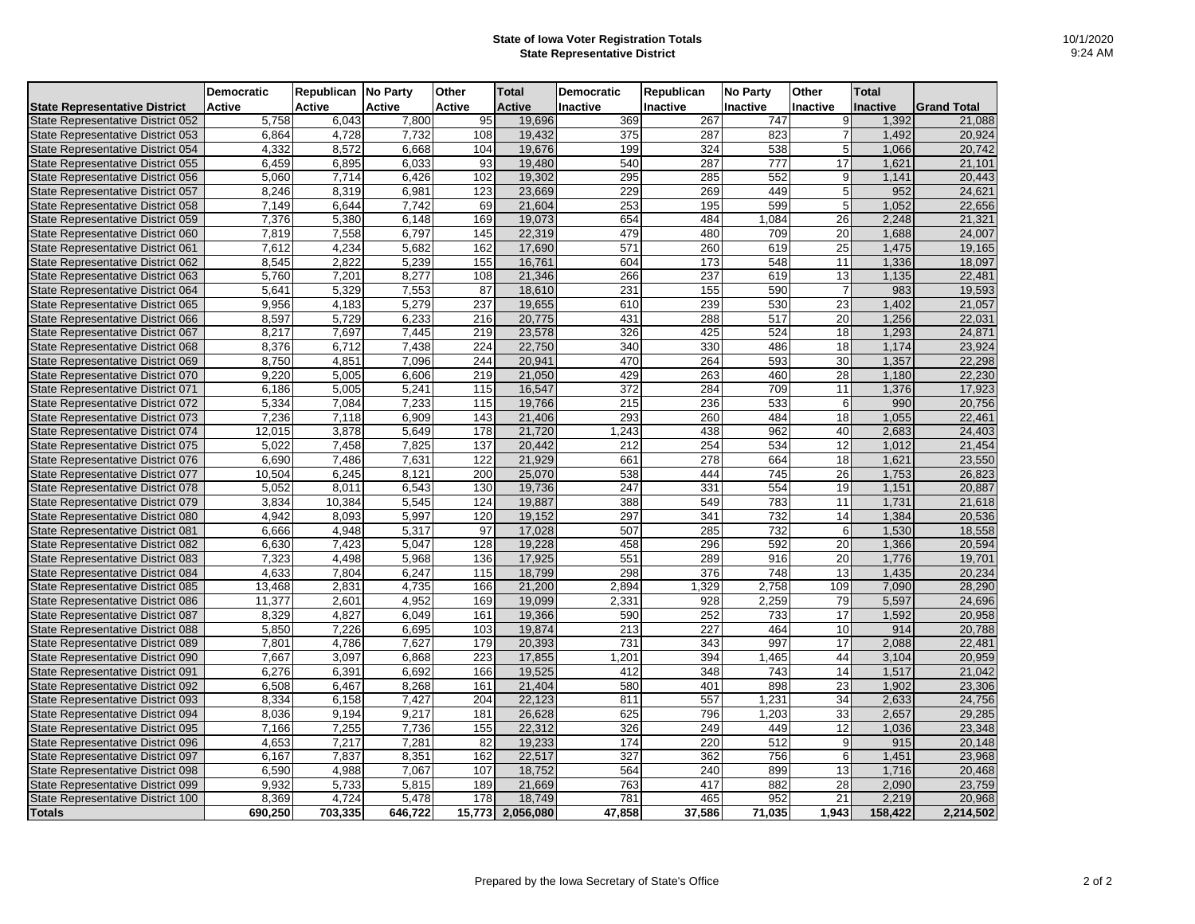**State of Iowa Voter Registration Totals**
**State Representative District**

10/1/2020
9:24 AM

| State Representative District | Democratic Active | Republican Active | No Party Active | Other Active | Total Active | Democratic Inactive | Republican Inactive | No Party Inactive | Other Inactive | Total Inactive | Grand Total |
|---|---|---|---|---|---|---|---|---|---|---|---|
| State Representative District 052 | 5,758 | 6,043 | 7,800 | 95 | 19,696 | 369 | 267 | 747 | 9 | 1,392 | 21,088 |
| State Representative District 053 | 6,864 | 4,728 | 7,732 | 108 | 19,432 | 375 | 287 | 823 | 7 | 1,492 | 20,924 |
| State Representative District 054 | 4,332 | 8,572 | 6,668 | 104 | 19,676 | 199 | 324 | 538 | 5 | 1,066 | 20,742 |
| State Representative District 055 | 6,459 | 6,895 | 6,033 | 93 | 19,480 | 540 | 287 | 777 | 17 | 1,621 | 21,101 |
| State Representative District 056 | 5,060 | 7,714 | 6,426 | 102 | 19,302 | 295 | 285 | 552 | 9 | 1,141 | 20,443 |
| State Representative District 057 | 8,246 | 8,319 | 6,981 | 123 | 23,669 | 229 | 269 | 449 | 5 | 952 | 24,621 |
| State Representative District 058 | 7,149 | 6,644 | 7,742 | 69 | 21,604 | 253 | 195 | 599 | 5 | 1,052 | 22,656 |
| State Representative District 059 | 7,376 | 5,380 | 6,148 | 169 | 19,073 | 654 | 484 | 1,084 | 26 | 2,248 | 21,321 |
| State Representative District 060 | 7,819 | 7,558 | 6,797 | 145 | 22,319 | 479 | 480 | 709 | 20 | 1,688 | 24,007 |
| State Representative District 061 | 7,612 | 4,234 | 5,682 | 162 | 17,690 | 571 | 260 | 619 | 25 | 1,475 | 19,165 |
| State Representative District 062 | 8,545 | 2,822 | 5,239 | 155 | 16,761 | 604 | 173 | 548 | 11 | 1,336 | 18,097 |
| State Representative District 063 | 5,760 | 7,201 | 8,277 | 108 | 21,346 | 266 | 237 | 619 | 13 | 1,135 | 22,481 |
| State Representative District 064 | 5,641 | 5,329 | 7,553 | 87 | 18,610 | 231 | 155 | 590 | 7 | 983 | 19,593 |
| State Representative District 065 | 9,956 | 4,183 | 5,279 | 237 | 19,655 | 610 | 239 | 530 | 23 | 1,402 | 21,057 |
| State Representative District 066 | 8,597 | 5,729 | 6,233 | 216 | 20,775 | 431 | 288 | 517 | 20 | 1,256 | 22,031 |
| State Representative District 067 | 8,217 | 7,697 | 7,445 | 219 | 23,578 | 326 | 425 | 524 | 18 | 1,293 | 24,871 |
| State Representative District 068 | 8,376 | 6,712 | 7,438 | 224 | 22,750 | 340 | 330 | 486 | 18 | 1,174 | 23,924 |
| State Representative District 069 | 8,750 | 4,851 | 7,096 | 244 | 20,941 | 470 | 264 | 593 | 30 | 1,357 | 22,298 |
| State Representative District 070 | 9,220 | 5,005 | 6,606 | 219 | 21,050 | 429 | 263 | 460 | 28 | 1,180 | 22,230 |
| State Representative District 071 | 6,186 | 5,005 | 5,241 | 115 | 16,547 | 372 | 284 | 709 | 11 | 1,376 | 17,923 |
| State Representative District 072 | 5,334 | 7,084 | 7,233 | 115 | 19,766 | 215 | 236 | 533 | 6 | 990 | 20,756 |
| State Representative District 073 | 7,236 | 7,118 | 6,909 | 143 | 21,406 | 293 | 260 | 484 | 18 | 1,055 | 22,461 |
| State Representative District 074 | 12,015 | 3,878 | 5,649 | 178 | 21,720 | 1,243 | 438 | 962 | 40 | 2,683 | 24,403 |
| State Representative District 075 | 5,022 | 7,458 | 7,825 | 137 | 20,442 | 212 | 254 | 534 | 12 | 1,012 | 21,454 |
| State Representative District 076 | 6,690 | 7,486 | 7,631 | 122 | 21,929 | 661 | 278 | 664 | 18 | 1,621 | 23,550 |
| State Representative District 077 | 10,504 | 6,245 | 8,121 | 200 | 25,070 | 538 | 444 | 745 | 26 | 1,753 | 26,823 |
| State Representative District 078 | 5,052 | 8,011 | 6,543 | 130 | 19,736 | 247 | 331 | 554 | 19 | 1,151 | 20,887 |
| State Representative District 079 | 3,834 | 10,384 | 5,545 | 124 | 19,887 | 388 | 549 | 783 | 11 | 1,731 | 21,618 |
| State Representative District 080 | 4,942 | 8,093 | 5,997 | 120 | 19,152 | 297 | 341 | 732 | 14 | 1,384 | 20,536 |
| State Representative District 081 | 6,666 | 4,948 | 5,317 | 97 | 17,028 | 507 | 285 | 732 | 6 | 1,530 | 18,558 |
| State Representative District 082 | 6,630 | 7,423 | 5,047 | 128 | 19,228 | 458 | 296 | 592 | 20 | 1,366 | 20,594 |
| State Representative District 083 | 7,323 | 4,498 | 5,968 | 136 | 17,925 | 551 | 289 | 916 | 20 | 1,776 | 19,701 |
| State Representative District 084 | 4,633 | 7,804 | 6,247 | 115 | 18,799 | 298 | 376 | 748 | 13 | 1,435 | 20,234 |
| State Representative District 085 | 13,468 | 2,831 | 4,735 | 166 | 21,200 | 2,894 | 1,329 | 2,758 | 109 | 7,090 | 28,290 |
| State Representative District 086 | 11,377 | 2,601 | 4,952 | 169 | 19,099 | 2,331 | 928 | 2,259 | 79 | 5,597 | 24,696 |
| State Representative District 087 | 8,329 | 4,827 | 6,049 | 161 | 19,366 | 590 | 252 | 733 | 17 | 1,592 | 20,958 |
| State Representative District 088 | 5,850 | 7,226 | 6,695 | 103 | 19,874 | 213 | 227 | 464 | 10 | 914 | 20,788 |
| State Representative District 089 | 7,801 | 4,786 | 7,627 | 179 | 20,393 | 731 | 343 | 997 | 17 | 2,088 | 22,481 |
| State Representative District 090 | 7,667 | 3,097 | 6,868 | 223 | 17,855 | 1,201 | 394 | 1,465 | 44 | 3,104 | 20,959 |
| State Representative District 091 | 6,276 | 6,391 | 6,692 | 166 | 19,525 | 412 | 348 | 743 | 14 | 1,517 | 21,042 |
| State Representative District 092 | 6,508 | 6,467 | 8,268 | 161 | 21,404 | 580 | 401 | 898 | 23 | 1,902 | 23,306 |
| State Representative District 093 | 8,334 | 6,158 | 7,427 | 204 | 22,123 | 811 | 557 | 1,231 | 34 | 2,633 | 24,756 |
| State Representative District 094 | 8,036 | 9,194 | 9,217 | 181 | 26,628 | 625 | 796 | 1,203 | 33 | 2,657 | 29,285 |
| State Representative District 095 | 7,166 | 7,255 | 7,736 | 155 | 22,312 | 326 | 249 | 449 | 12 | 1,036 | 23,348 |
| State Representative District 096 | 4,653 | 7,217 | 7,281 | 82 | 19,233 | 174 | 220 | 512 | 9 | 915 | 20,148 |
| State Representative District 097 | 6,167 | 7,837 | 8,351 | 162 | 22,517 | 327 | 362 | 756 | 6 | 1,451 | 23,968 |
| State Representative District 098 | 6,590 | 4,988 | 7,067 | 107 | 18,752 | 564 | 240 | 899 | 13 | 1,716 | 20,468 |
| State Representative District 099 | 9,932 | 5,733 | 5,815 | 189 | 21,669 | 763 | 417 | 882 | 28 | 2,090 | 23,759 |
| State Representative District 100 | 8,369 | 4,724 | 5,478 | 178 | 18,749 | 781 | 465 | 952 | 21 | 2,219 | 20,968 |
| **Totals** | **690,250** | **703,335** | **646,722** | **15,773** | **2,056,080** | **47,858** | **37,586** | **71,035** | **1,943** | **158,422** | **2,214,502** |

Prepared by the Iowa Secretary of State's Office